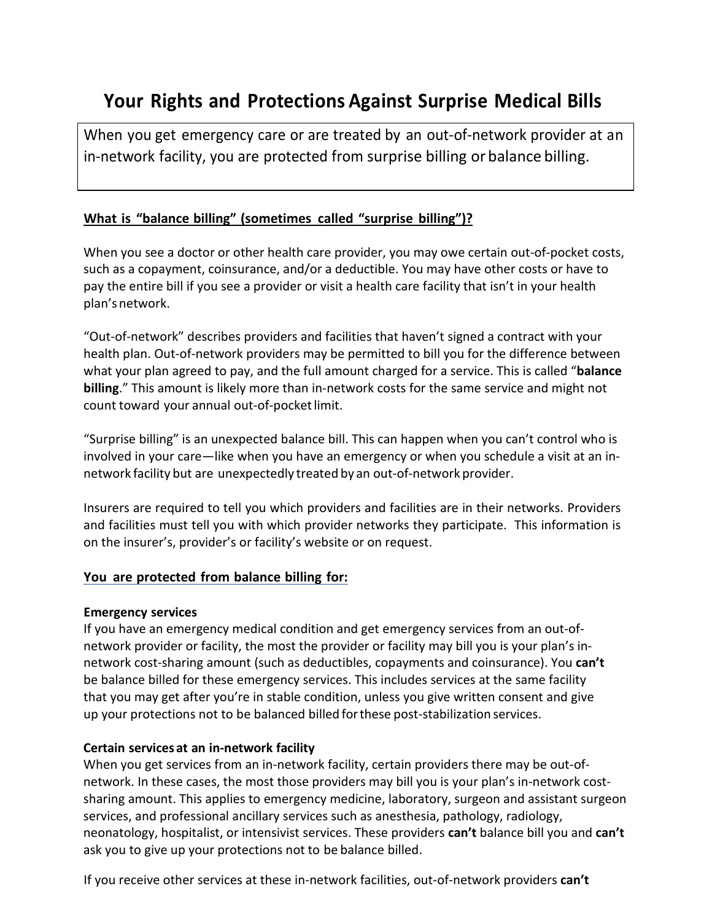# Your Rights and Protections Against Surprise Medical Bills

When you get emergency care or are treated by an out-of-network provider at an in-network facility, you are protected from surprise billing or balance billing.

**<u>What is "balance billing" (sometimes called "surprise billing")?</u>**

When you see a doctor or other health care provider, you may owe certain out-of-pocket costs, such as a copayment, coinsurance, and/or a deductible. You may have other costs or have to pay the entire bill if you see a provider or visit a health care facility that isn't in your health plan's network.

"Out-of-network" describes providers and facilities that haven't signed a contract with your health plan. Out-of-network providers may be permitted to bill you for the difference between what your plan agreed to pay, and the full amount charged for a service. This is called "**balance billing**." This amount is likely more than in-network costs for the same service and might not count toward your annual out-of-pocket limit.

"Surprise billing" is an unexpected balance bill. This can happen when you can't control who is involved in your care—like when you have an emergency or when you schedule a visit at an in-network facility but are unexpectedly treated by an out-of-network provider.

Insurers are required to tell you which providers and facilities are in their networks. Providers and facilities must tell you with which provider networks they participate. This information is on the insurer's, provider's or facility's website or on request.

**<u>You are protected from balance billing for:</u>**

**Emergency services**
If you have an emergency medical condition and get emergency services from an out-of-network provider or facility, the most the provider or facility may bill you is your plan's in-network cost-sharing amount (such as deductibles, copayments and coinsurance). You **can't** be balance billed for these emergency services. This includes services at the same facility that you may get after you're in stable condition, unless you give written consent and give up your protections not to be balanced billed for these post-stabilization services.

**Certain services at an in-network facility**
When you get services from an in-network facility, certain providers there may be out-of-network. In these cases, the most those providers may bill you is your plan's in-network cost-sharing amount. This applies to emergency medicine, laboratory, surgeon and assistant surgeon services, and professional ancillary services such as anesthesia, pathology, radiology, neonatology, hospitalist, or intensivist services. These providers **can't** balance bill you and **can't** ask you to give up your protections not to be balance billed.

If you receive other services at these in-network facilities, out-of-network providers **can't**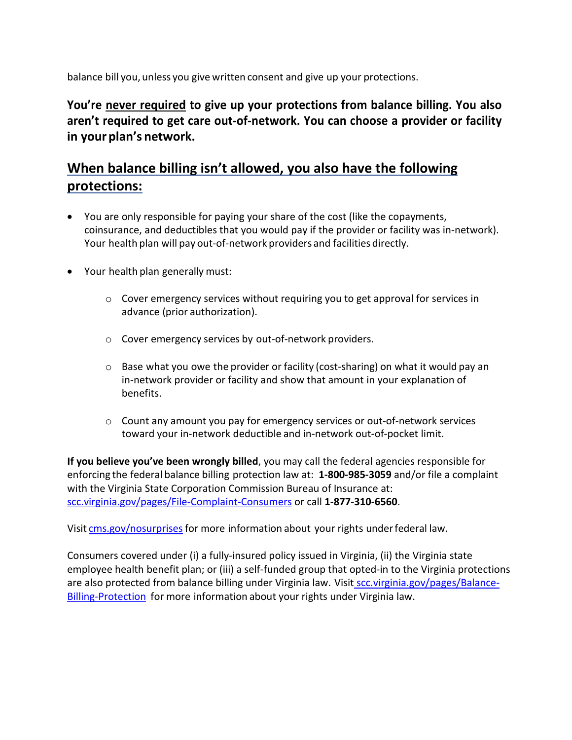balance bill you, unless you give written consent and give up your protections.

**You're never required to give up your protections from balance billing. You also aren't required to get care out-of-network. You can choose a provider or facility in your plan's network.**

## When balance billing isn't allowed, you also have the following protections:

- You are only responsible for paying your share of the cost (like the copayments, coinsurance, and deductibles that you would pay if the provider or facility was in-network). Your health plan will pay out-of-network providers and facilities directly.

- Your health plan generally must:

  - Cover emergency services without requiring you to get approval for services in advance (prior authorization).

  - Cover emergency services by out-of-network providers.

  - Base what you owe the provider or facility (cost-sharing) on what it would pay an in-network provider or facility and show that amount in your explanation of benefits.

  - Count any amount you pay for emergency services or out-of-network services toward your in-network deductible and in-network out-of-pocket limit.

**If you believe you've been wrongly billed**, you may call the federal agencies responsible for enforcing the federal balance billing protection law at: **1-800-985-3059** and/or file a complaint with the Virginia State Corporation Commission Bureau of Insurance at: scc.virginia.gov/pages/File-Complaint-Consumers or call **1-877-310-6560**.

Visit cms.gov/nosurprises for more information about your rights under federal law.

Consumers covered under (i) a fully-insured policy issued in Virginia, (ii) the Virginia state employee health benefit plan; or (iii) a self-funded group that opted-in to the Virginia protections are also protected from balance billing under Virginia law. Visit scc.virginia.gov/pages/Balance-Billing-Protection for more information about your rights under Virginia law.